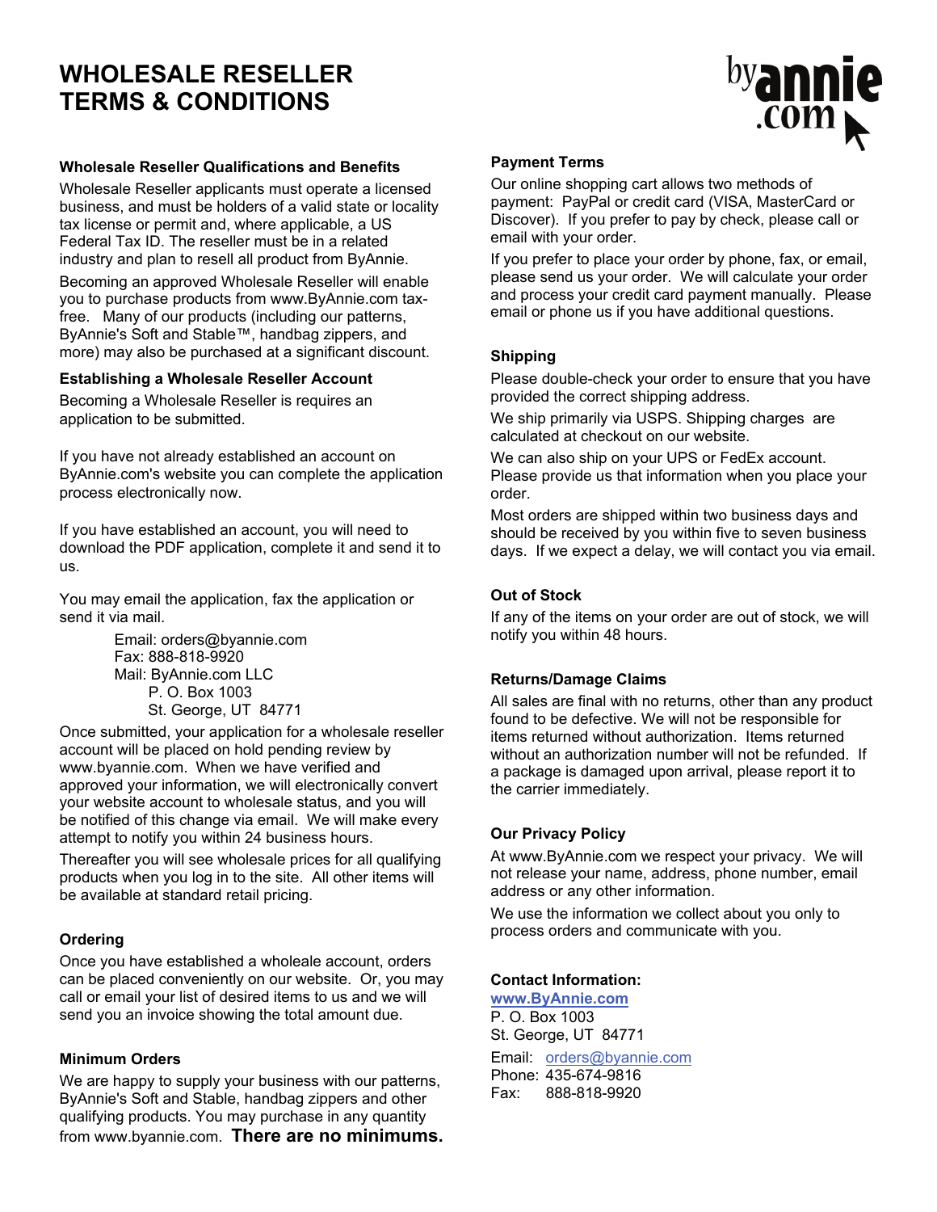# WHOLESALE RESELLER TERMS & CONDITIONS

### Wholesale Reseller Qualifications and Benefits

Wholesale Reseller applicants must operate a licensed business, and must be holders of a valid state or locality tax license or permit and, where applicable, a US Federal Tax ID. The reseller must be in a related industry and plan to resell all product from ByAnnie.

Becoming an approved Wholesale Reseller will enable you to purchase products from www.ByAnnie.com tax-free. Many of our products (including our patterns, ByAnnie's Soft and Stable™, handbag zippers, and more) may also be purchased at a significant discount.

### Establishing a Wholesale Reseller Account

Becoming a Wholesale Reseller is requires an application to be submitted.

If you have not already established an account on ByAnnie.com's website you can complete the application process electronically now.

If you have established an account, you will need to download the PDF application, complete it and send it to us.

You may email the application, fax the application or send it via mail.

Email: orders@byannie.com
Fax: 888-818-9920
Mail: ByAnnie.com LLC
P. O. Box 1003
St. George, UT 84771

Once submitted, your application for a wholesale reseller account will be placed on hold pending review by www.byannie.com. When we have verified and approved your information, we will electronically convert your website account to wholesale status, and you will be notified of this change via email. We will make every attempt to notify you within 24 business hours.

Thereafter you will see wholesale prices for all qualifying products when you log in to the site. All other items will be available at standard retail pricing.

### Ordering

Once you have established a wholeale account, orders can be placed conveniently on our website. Or, you may call or email your list of desired items to us and we will send you an invoice showing the total amount due.

### Minimum Orders

We are happy to supply your business with our patterns, ByAnnie's Soft and Stable, handbag zippers and other qualifying products. You may purchase in any quantity from www.byannie.com. **There are no minimums.**

### Payment Terms

Our online shopping cart allows two methods of payment: PayPal or credit card (VISA, MasterCard or Discover). If you prefer to pay by check, please call or email with your order.

If you prefer to place your order by phone, fax, or email, please send us your order. We will calculate your order and process your credit card payment manually. Please email or phone us if you have additional questions.

### Shipping

Please double-check your order to ensure that you have provided the correct shipping address.

We ship primarily via USPS. Shipping charges are calculated at checkout on our website.

We can also ship on your UPS or FedEx account. Please provide us that information when you place your order.

Most orders are shipped within two business days and should be received by you within five to seven business days. If we expect a delay, we will contact you via email.

### Out of Stock

If any of the items on your order are out of stock, we will notify you within 48 hours.

### Returns/Damage Claims

All sales are final with no returns, other than any product found to be defective. We will not be responsible for items returned without authorization. Items returned without an authorization number will not be refunded. If a package is damaged upon arrival, please report it to the carrier immediately.

### Our Privacy Policy

At www.ByAnnie.com we respect your privacy. We will not release your name, address, phone number, email address or any other information.

We use the information we collect about you only to process orders and communicate with you.

### Contact Information:

**www.ByAnnie.com**
P. O. Box 1003
St. George, UT 84771

Email: orders@byannie.com
Phone: 435-674-9816
Fax: 888-818-9920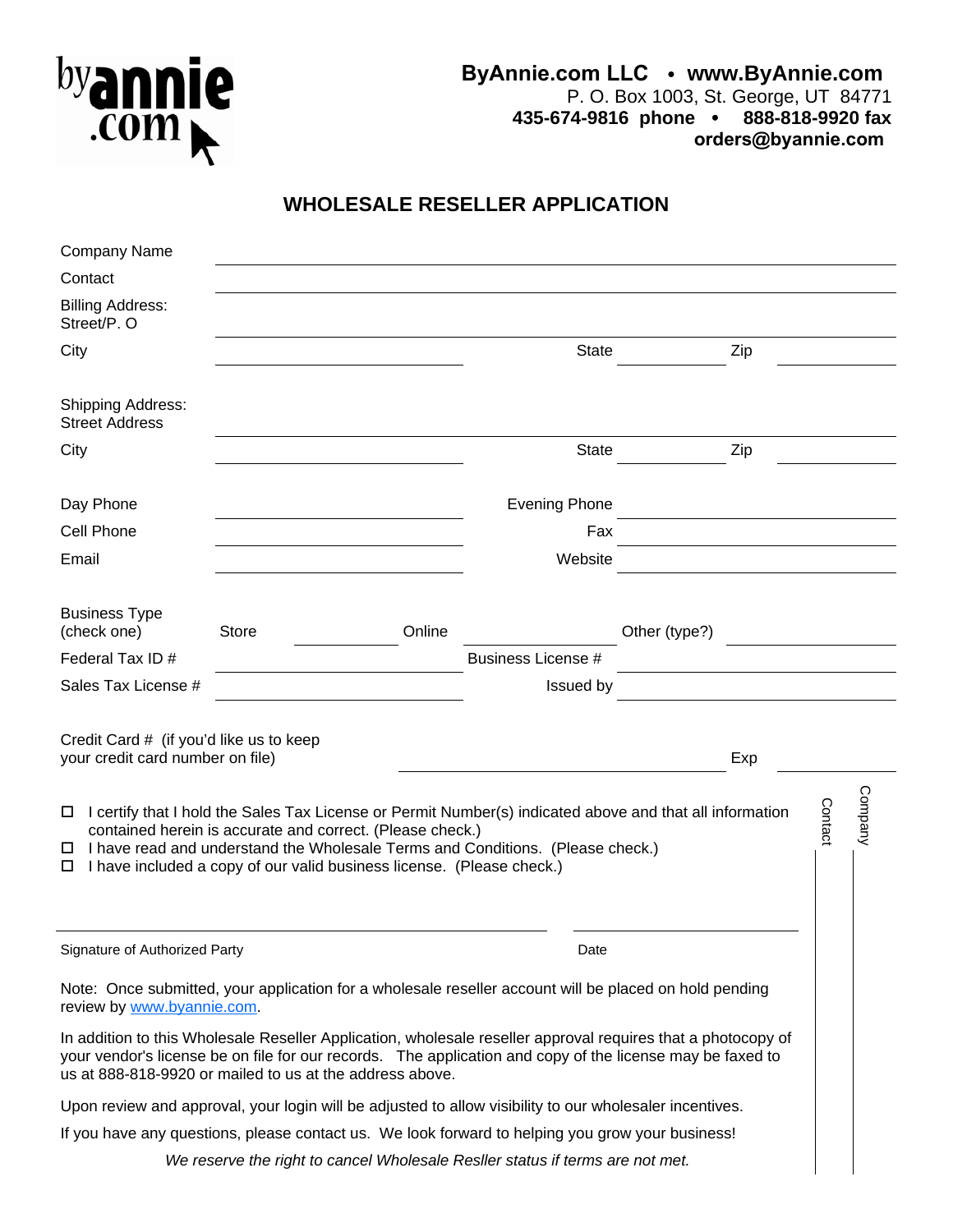byannie.com

**ByAnnie.com LLC • www.ByAnnie.com**
P. O. Box 1003, St. George, UT 84771
**435-674-9816 phone • 888-818-9920 fax**
**orders@byannie.com**

## WHOLESALE RESELLER APPLICATION

Company Name ______________________________

Contact ______________________________

Billing Address: Street/P. O ______________________________

City ______________ State ________ Zip ________

Shipping Address: Street Address ______________________________

City ______________ State ________ Zip ________

Day Phone ______________ Evening Phone ______________

Cell Phone ______________ Fax ______________

Email ______________ Website ______________

Business Type (check one) Store ________ Online ________ Other (type?) ________

Federal Tax ID # ______________ Business License # ______________

Sales Tax License # ______________ Issued by ______________

Credit Card # (if you'd like us to keep your credit card number on file) ______________ Exp ________

- ☐ I certify that I hold the Sales Tax License or Permit Number(s) indicated above and that all information contained herein is accurate and correct. (Please check.)
- ☐ I have read and understand the Wholesale Terms and Conditions. (Please check.)
- ☐ I have included a copy of our valid business license. (Please check.)

Contact

Company

______________________________ ______________

Signature of Authorized Party Date

Note: Once submitted, your application for a wholesale reseller account will be placed on hold pending review by www.byannie.com.

In addition to this Wholesale Reseller Application, wholesale reseller approval requires that a photocopy of your vendor's license be on file for our records. The application and copy of the license may be faxed to us at 888-818-9920 or mailed to us at the address above.

Upon review and approval, your login will be adjusted to allow visibility to our wholesaler incentives.

If you have any questions, please contact us. We look forward to helping you grow your business!

*We reserve the right to cancel Wholesale Resller status if terms are not met.*